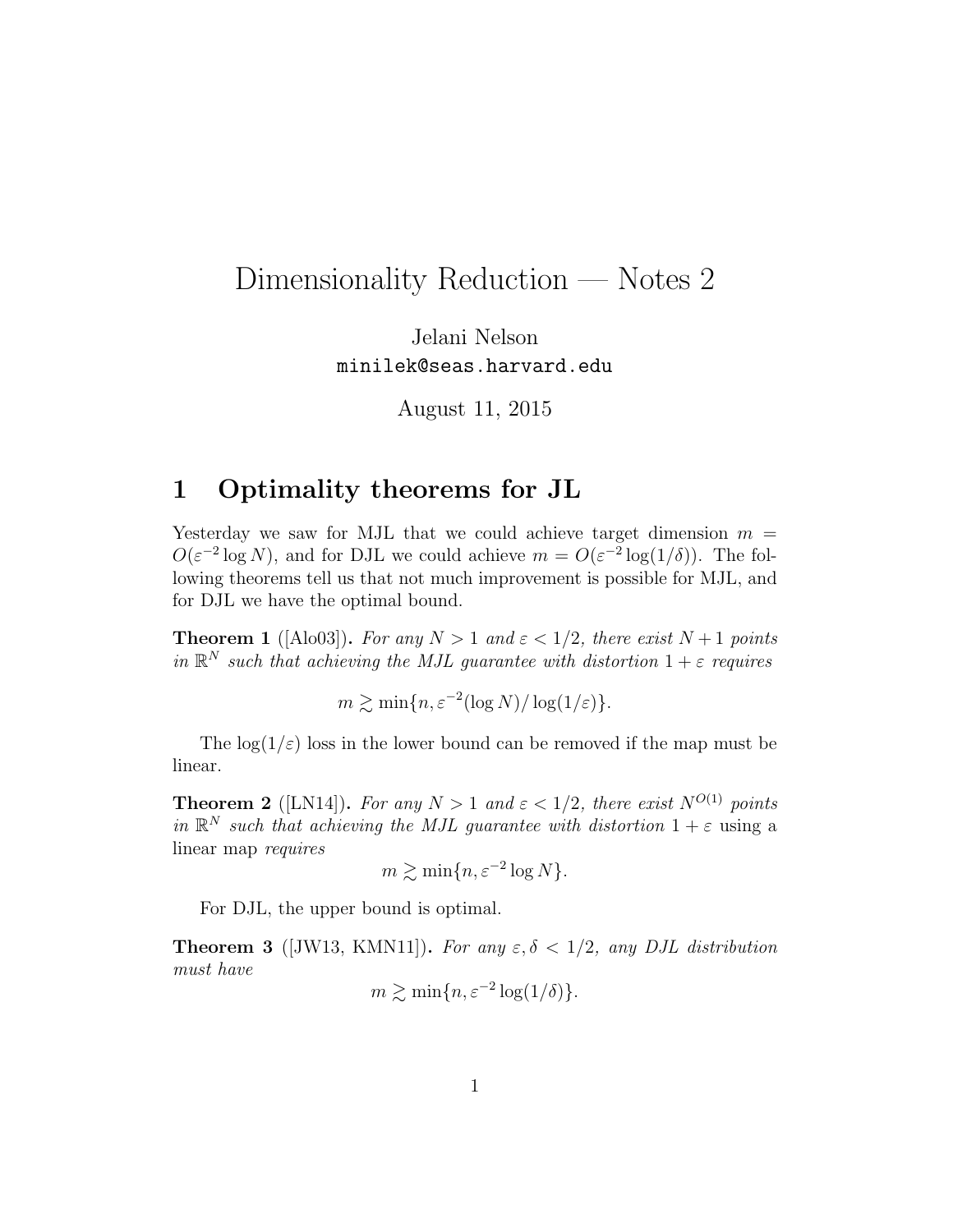# Dimensionality Reduction — Notes 2

Jelani Nelson
minilek@seas.harvard.edu

August 11, 2015

## 1 Optimality theorems for JL

Yesterday we saw for MJL that we could achieve target dimension $m = O(\varepsilon^{-2} \log N)$, and for DJL we could achieve $m = O(\varepsilon^{-2} \log(1/\delta))$. The following theorems tell us that not much improvement is possible for MJL, and for DJL we have the optimal bound.

**Theorem 1** ([Alo03])**.** *For any $N > 1$ and $\varepsilon < 1/2$, there exist $N + 1$ points in $\mathbb{R}^N$ such that achieving the MJL guarantee with distortion $1 + \varepsilon$ requires*

$$m \gtrsim \min\{n, \varepsilon^{-2}(\log N)/\log(1/\varepsilon)\}.$$

The $\log(1/\varepsilon)$ loss in the lower bound can be removed if the map must be linear.

**Theorem 2** ([LN14])**.** *For any $N > 1$ and $\varepsilon < 1/2$, there exist $N^{O(1)}$ points in $\mathbb{R}^N$ such that achieving the MJL guarantee with distortion $1 + \varepsilon$* using a linear map *requires*

$$m \gtrsim \min\{n, \varepsilon^{-2} \log N\}.$$

For DJL, the upper bound is optimal.

**Theorem 3** ([JW13, KMN11])**.** *For any $\varepsilon, \delta < 1/2$, any DJL distribution must have*

$$m \gtrsim \min\{n, \varepsilon^{-2} \log(1/\delta)\}.$$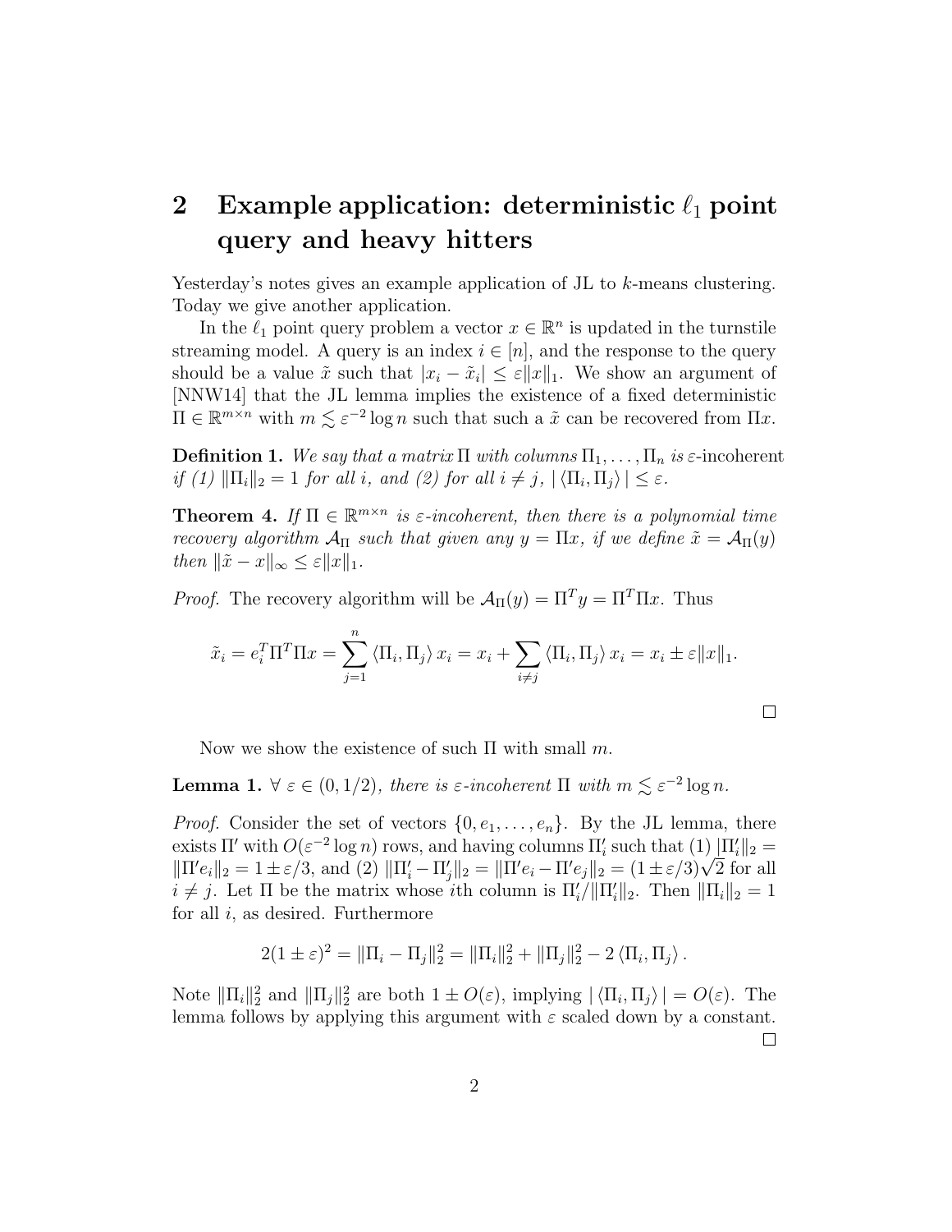## 2 Example application: deterministic $\ell_1$ point query and heavy hitters

Yesterday's notes gives an example application of JL to $k$-means clustering. Today we give another application.

In the $\ell_1$ point query problem a vector $x \in \mathbb{R}^n$ is updated in the turnstile streaming model. A query is an index $i \in [n]$, and the response to the query should be a value $\tilde{x}$ such that $|x_i - \tilde{x}_i| \le \varepsilon \|x\|_1$. We show an argument of [NNW14] that the JL lemma implies the existence of a fixed deterministic $\Pi \in \mathbb{R}^{m \times n}$ with $m \lesssim \varepsilon^{-2} \log n$ such that such a $\tilde{x}$ can be recovered from $\Pi x$.

**Definition 1.** *We say that a matrix $\Pi$ with columns $\Pi_1, \ldots, \Pi_n$ is* $\varepsilon$-incoherent *if (1) $\|\Pi_i\|_2 = 1$ for all $i$, and (2) for all $i \neq j$, $|\langle \Pi_i, \Pi_j \rangle| \le \varepsilon$.*

**Theorem 4.** *If $\Pi \in \mathbb{R}^{m \times n}$ is $\varepsilon$-incoherent, then there is a polynomial time recovery algorithm $\mathcal{A}_\Pi$ such that given any $y = \Pi x$, if we define $\tilde{x} = \mathcal{A}_\Pi(y)$ then $\|\tilde{x} - x\|_\infty \le \varepsilon \|x\|_1$.*

*Proof.* The recovery algorithm will be $\mathcal{A}_\Pi(y) = \Pi^T y = \Pi^T \Pi x$. Thus

$$\tilde{x}_i = e_i^T \Pi^T \Pi x = \sum_{j=1}^{n} \langle \Pi_i, \Pi_j \rangle x_i = x_i + \sum_{i \neq j} \langle \Pi_i, \Pi_j \rangle x_i = x_i \pm \varepsilon \|x\|_1.$$

$\square$

Now we show the existence of such $\Pi$ with small $m$.

**Lemma 1.** *$\forall\, \varepsilon \in (0, 1/2)$, there is $\varepsilon$-incoherent $\Pi$ with $m \lesssim \varepsilon^{-2} \log n$.*

*Proof.* Consider the set of vectors $\{0, e_1, \ldots, e_n\}$. By the JL lemma, there exists $\Pi'$ with $O(\varepsilon^{-2} \log n)$ rows, and having columns $\Pi'_i$ such that (1) $\|\Pi'_i\|_2 = \|\Pi' e_i\|_2 = 1 \pm \varepsilon/3$, and (2) $\|\Pi'_i - \Pi'_j\|_2 = \|\Pi' e_i - \Pi' e_j\|_2 = (1 \pm \varepsilon/3)\sqrt{2}$ for all $i \neq j$. Let $\Pi$ be the matrix whose $i$th column is $\Pi'_i / \|\Pi'_i\|_2$. Then $\|\Pi_i\|_2 = 1$ for all $i$, as desired. Furthermore

$$2(1 \pm \varepsilon)^2 = \|\Pi_i - \Pi_j\|_2^2 = \|\Pi_i\|_2^2 + \|\Pi_j\|_2^2 - 2 \langle \Pi_i, \Pi_j \rangle.$$

Note $\|\Pi_i\|_2^2$ and $\|\Pi_j\|_2^2$ are both $1 \pm O(\varepsilon)$, implying $|\langle \Pi_i, \Pi_j \rangle| = O(\varepsilon)$. The lemma follows by applying this argument with $\varepsilon$ scaled down by a constant. $\square$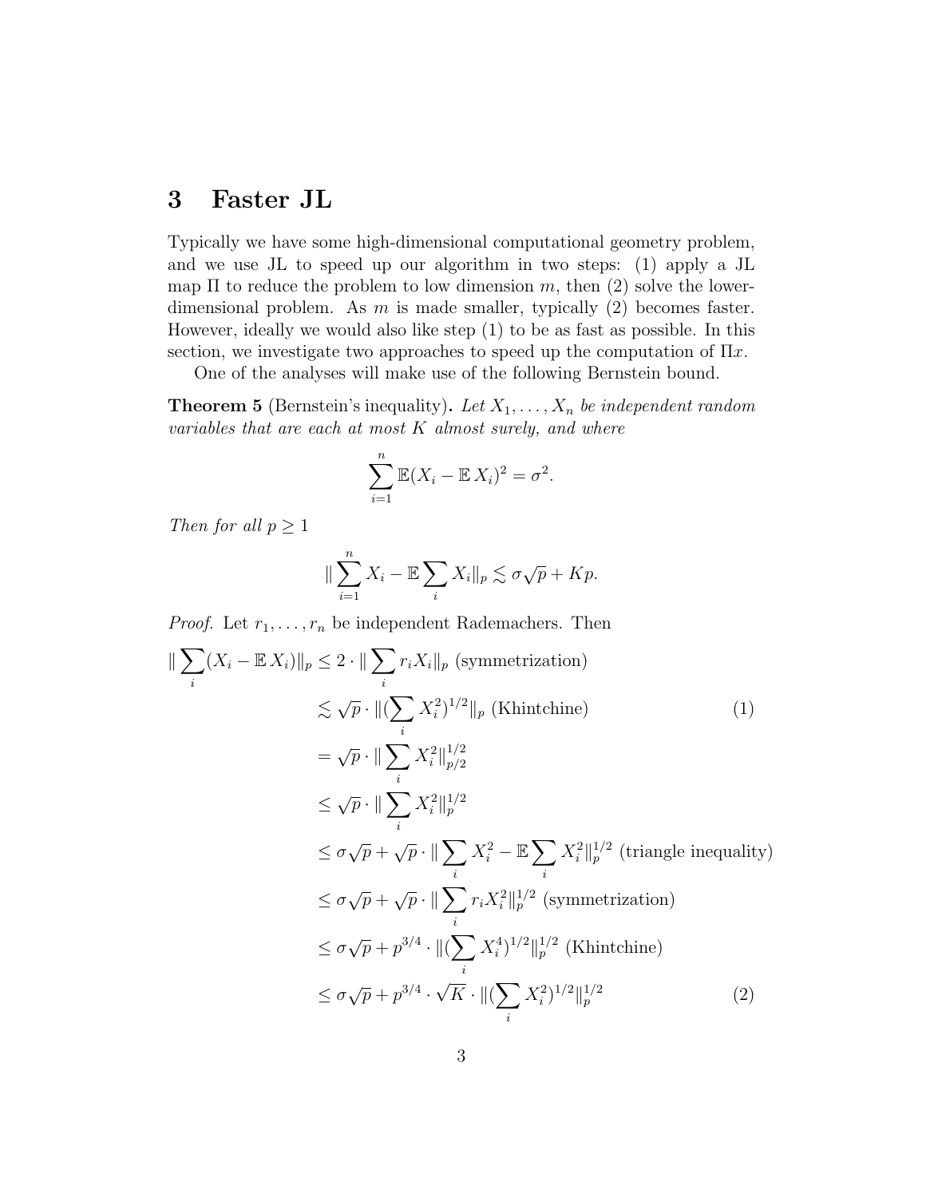# 3 Faster JL

Typically we have some high-dimensional computational geometry problem, and we use JL to speed up our algorithm in two steps: (1) apply a JL map $\Pi$ to reduce the problem to low dimension $m$, then (2) solve the lower-dimensional problem. As $m$ is made smaller, typically (2) becomes faster. However, ideally we would also like step (1) to be as fast as possible. In this section, we investigate two approaches to speed up the computation of $\Pi x$.

One of the analyses will make use of the following Bernstein bound.

**Theorem 5** (Bernstein's inequality)**.** *Let $X_1, \ldots, X_n$ be independent random variables that are each at most $K$ almost surely, and where*

$$\sum_{i=1}^{n} \mathbb{E}(X_i - \mathbb{E} X_i)^2 = \sigma^2.$$

*Then for all $p \geq 1$*

$$\|\sum_{i=1}^{n} X_i - \mathbb{E} \sum_i X_i\|_p \lesssim \sigma\sqrt{p} + Kp.$$

*Proof.* Let $r_1, \ldots, r_n$ be independent Rademachers. Then

$$
\begin{aligned}
\|\sum_i (X_i - \mathbb{E} X_i)\|_p &\leq 2 \cdot \|\sum_i r_i X_i\|_p \text{ (symmetrization)} \\
&\lesssim \sqrt{p} \cdot \|(\sum_i X_i^2)^{1/2}\|_p \text{ (Khintchine)} \qquad (1) \\
&= \sqrt{p} \cdot \|\sum_i X_i^2\|_{p/2}^{1/2} \\
&\leq \sqrt{p} \cdot \|\sum_i X_i^2\|_p^{1/2} \\
&\leq \sigma\sqrt{p} + \sqrt{p} \cdot \|\sum_i X_i^2 - \mathbb{E}\sum_i X_i^2\|_p^{1/2} \text{ (triangle inequality)} \\
&\leq \sigma\sqrt{p} + \sqrt{p} \cdot \|\sum_i r_i X_i^2\|_p^{1/2} \text{ (symmetrization)} \\
&\leq \sigma\sqrt{p} + p^{3/4} \cdot \|(\sum_i X_i^4)^{1/2}\|_p^{1/2} \text{ (Khintchine)} \\
&\leq \sigma\sqrt{p} + p^{3/4} \cdot \sqrt{K} \cdot \|(\sum_i X_i^2)^{1/2}\|_p^{1/2} \qquad (2)
\end{aligned}
$$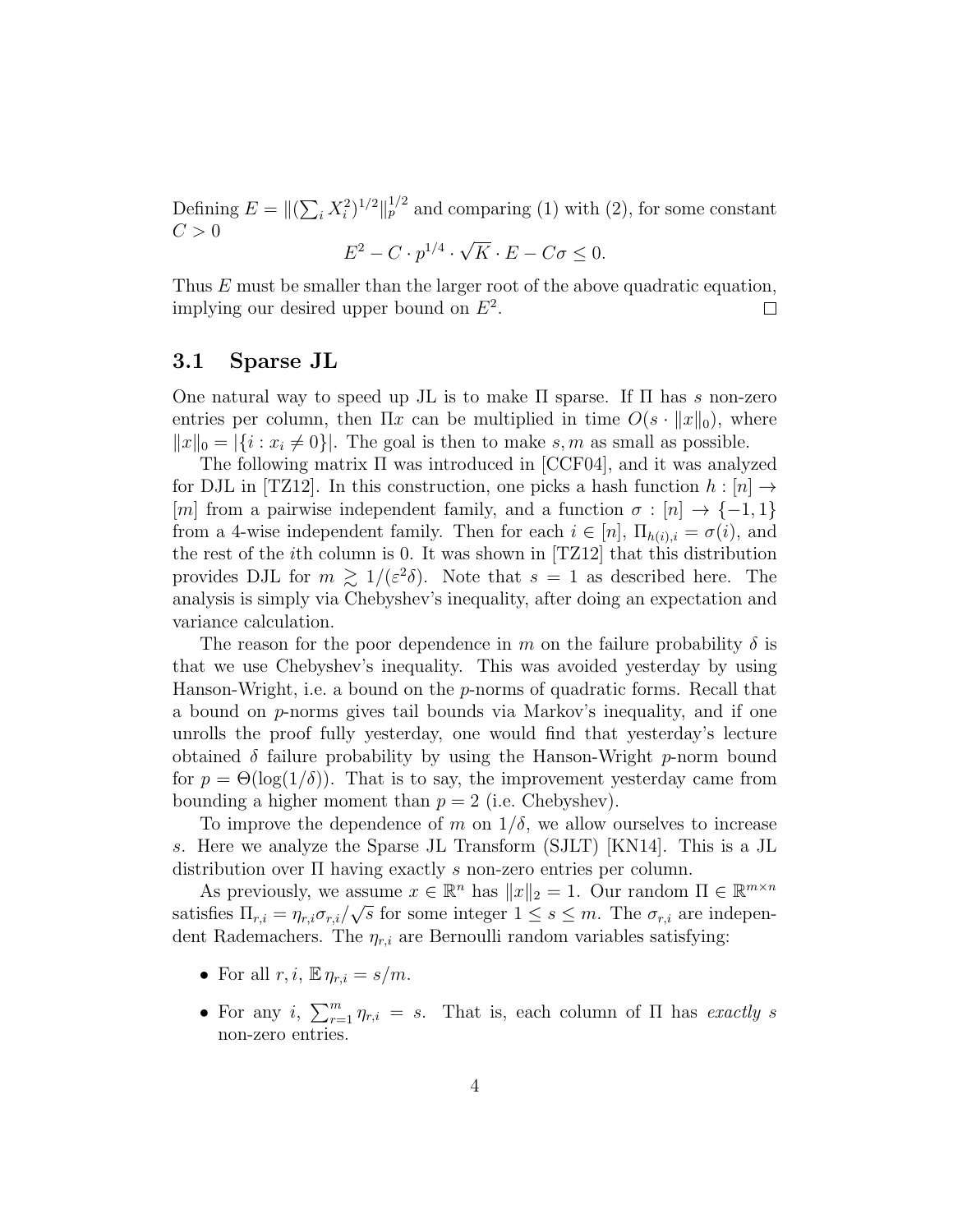Defining $E = \|(\sum_i X_i^2)^{1/2}\|_p^{1/2}$ and comparing (1) with (2), for some constant $C > 0$

$$E^2 - C \cdot p^{1/4} \cdot \sqrt{K} \cdot E - C\sigma \leq 0.$$

Thus $E$ must be smaller than the larger root of the above quadratic equation, implying our desired upper bound on $E^2$. □

### 3.1 Sparse JL

One natural way to speed up JL is to make $\Pi$ sparse. If $\Pi$ has $s$ non-zero entries per column, then $\Pi x$ can be multiplied in time $O(s \cdot \|x\|_0)$, where $\|x\|_0 = |\{i : x_i \neq 0\}|$. The goal is then to make $s, m$ as small as possible.

The following matrix $\Pi$ was introduced in [CCF04], and it was analyzed for DJL in [TZ12]. In this construction, one picks a hash function $h : [n] \to [m]$ from a pairwise independent family, and a function $\sigma : [n] \to \{-1, 1\}$ from a 4-wise independent family. Then for each $i \in [n]$, $\Pi_{h(i),i} = \sigma(i)$, and the rest of the $i$th column is 0. It was shown in [TZ12] that this distribution provides DJL for $m \gtrsim 1/(\varepsilon^2 \delta)$. Note that $s = 1$ as described here. The analysis is simply via Chebyshev's inequality, after doing an expectation and variance calculation.

The reason for the poor dependence in $m$ on the failure probability $\delta$ is that we use Chebyshev's inequality. This was avoided yesterday by using Hanson-Wright, i.e. a bound on the $p$-norms of quadratic forms. Recall that a bound on $p$-norms gives tail bounds via Markov's inequality, and if one unrolls the proof fully yesterday, one would find that yesterday's lecture obtained $\delta$ failure probability by using the Hanson-Wright $p$-norm bound for $p = \Theta(\log(1/\delta))$. That is to say, the improvement yesterday came from bounding a higher moment than $p = 2$ (i.e. Chebyshev).

To improve the dependence of $m$ on $1/\delta$, we allow ourselves to increase $s$. Here we analyze the Sparse JL Transform (SJLT) [KN14]. This is a JL distribution over $\Pi$ having exactly $s$ non-zero entries per column.

As previously, we assume $x \in \mathbb{R}^n$ has $\|x\|_2 = 1$. Our random $\Pi \in \mathbb{R}^{m \times n}$ satisfies $\Pi_{r,i} = \eta_{r,i}\sigma_{r,i}/\sqrt{s}$ for some integer $1 \leq s \leq m$. The $\sigma_{r,i}$ are independent Rademachers. The $\eta_{r,i}$ are Bernoulli random variables satisfying:

- For all $r, i$, $\mathbb{E}\, \eta_{r,i} = s/m$.
- For any $i$, $\sum_{r=1}^m \eta_{r,i} = s$. That is, each column of $\Pi$ has *exactly* $s$ non-zero entries.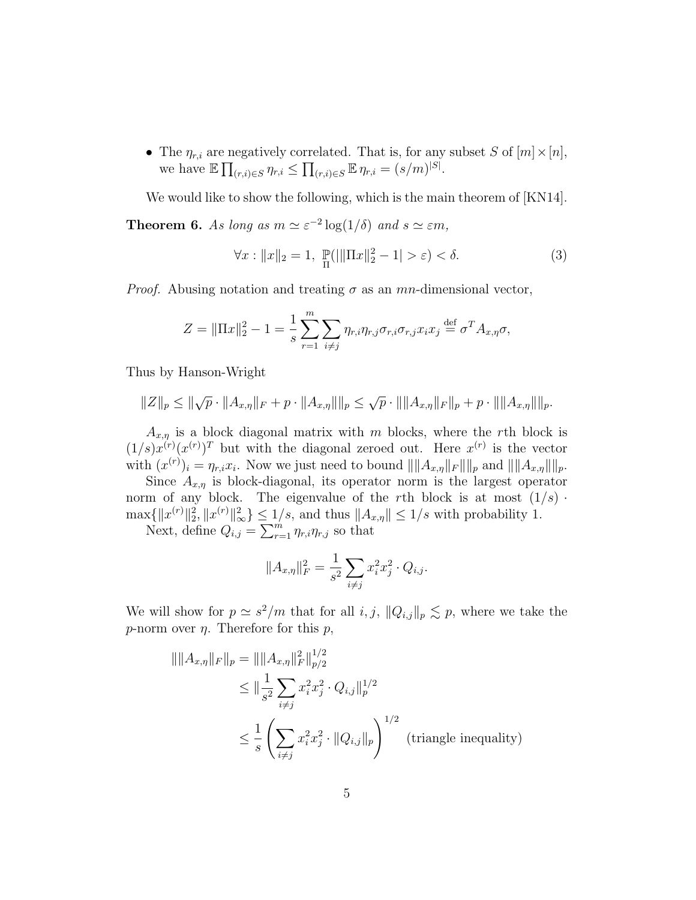- The $\eta_{r,i}$ are negatively correlated. That is, for any subset $S$ of $[m] \times [n]$, we have $\mathbb{E} \prod_{(r,i) \in S} \eta_{r,i} \le \prod_{(r,i) \in S} \mathbb{E}\, \eta_{r,i} = (s/m)^{|S|}$.

We would like to show the following, which is the main theorem of [KN14].

**Theorem 6.** *As long as $m \simeq \varepsilon^{-2} \log(1/\delta)$ and $s \simeq \varepsilon m$,*

$$\forall x : \|x\|_2 = 1, \; \mathbb{P}_{\Pi}(|\|\Pi x\|_2^2 - 1| > \varepsilon) < \delta. \tag{3}$$

*Proof.* Abusing notation and treating $\sigma$ as an $mn$-dimensional vector,

$$Z = \|\Pi x\|_2^2 - 1 = \frac{1}{s} \sum_{r=1}^{m} \sum_{i \ne j} \eta_{r,i} \eta_{r,j} \sigma_{r,i} \sigma_{r,j} x_i x_j \stackrel{\text{def}}{=} \sigma^T A_{x,\eta} \sigma,$$

Thus by Hanson-Wright

$$\|Z\|_p \le \|\sqrt{p} \cdot \|A_{x,\eta}\|_F + p \cdot \|A_{x,\eta}\|\|_p \le \sqrt{p} \cdot \|\|A_{x,\eta}\|_F\|_p + p \cdot \|\|A_{x,\eta}\|\|_p.$$

$A_{x,\eta}$ is a block diagonal matrix with $m$ blocks, where the $r$th block is $(1/s) x^{(r)} (x^{(r)})^T$ but with the diagonal zeroed out. Here $x^{(r)}$ is the vector with $(x^{(r)})_i = \eta_{r,i} x_i$. Now we just need to bound $\|\|A_{x,\eta}\|_F\|_p$ and $\|\|A_{x,\eta}\|\|_p$.

Since $A_{x,\eta}$ is block-diagonal, its operator norm is the largest operator norm of any block. The eigenvalue of the $r$th block is at most $(1/s) \cdot \max\{\|x^{(r)}\|_2^2, \|x^{(r)}\|_\infty^2\} \le 1/s$, and thus $\|A_{x,\eta}\| \le 1/s$ with probability 1.

Next, define $Q_{i,j} = \sum_{r=1}^{m} \eta_{r,i} \eta_{r,j}$ so that

$$\|A_{x,\eta}\|_F^2 = \frac{1}{s^2} \sum_{i \ne j} x_i^2 x_j^2 \cdot Q_{i,j}.$$

We will show for $p \simeq s^2/m$ that for all $i, j$, $\|Q_{i,j}\|_p \lesssim p$, where we take the $p$-norm over $\eta$. Therefore for this $p$,

$$\begin{aligned}
\|\|A_{x,\eta}\|_F\|_p &= \|\|A_{x,\eta}\|_F^2\|_{p/2}^{1/2} \\
&\le \|\frac{1}{s^2} \sum_{i \ne j} x_i^2 x_j^2 \cdot Q_{i,j}\|_p^{1/2} \\
&\le \frac{1}{s} \left( \sum_{i \ne j} x_i^2 x_j^2 \cdot \|Q_{i,j}\|_p \right)^{1/2} \quad \text{(triangle inequality)}
\end{aligned}$$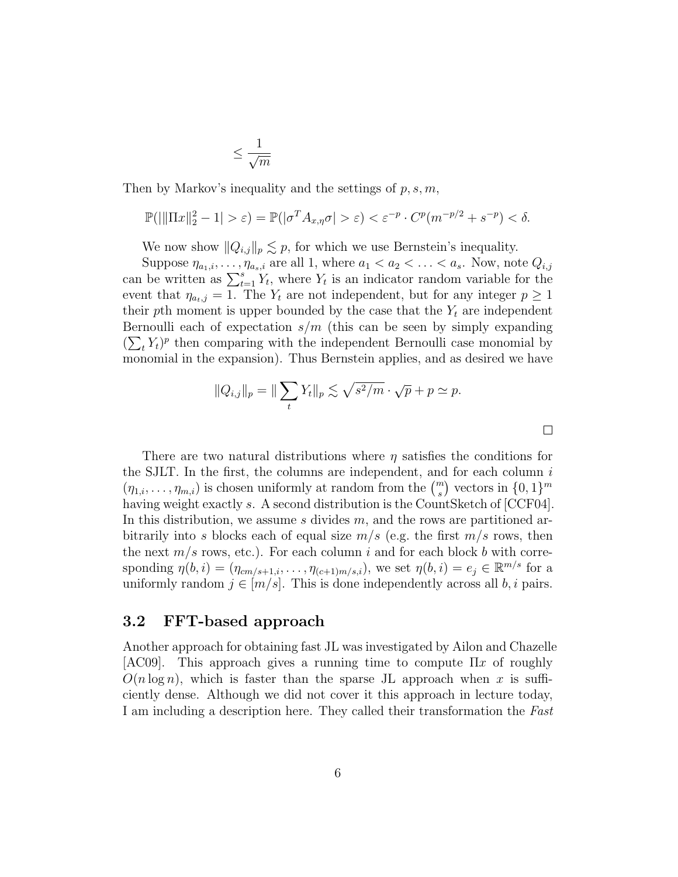$$\leq \frac{1}{\sqrt{m}}$$

Then by Markov's inequality and the settings of $p, s, m$,

$$\mathbb{P}(|\|\Pi x\|_2^2 - 1| > \varepsilon) = \mathbb{P}(|\sigma^T A_{x,\eta}\sigma| > \varepsilon) < \varepsilon^{-p} \cdot C^p(m^{-p/2} + s^{-p}) < \delta.$$

We now show $\|Q_{i,j}\|_p \lesssim p$, for which we use Bernstein's inequality.

Suppose $\eta_{a_1,i}, \ldots, \eta_{a_s,i}$ are all 1, where $a_1 < a_2 < \ldots < a_s$. Now, note $Q_{i,j}$ can be written as $\sum_{t=1}^s Y_t$, where $Y_t$ is an indicator random variable for the event that $\eta_{a_t,j} = 1$. The $Y_t$ are not independent, but for any integer $p \geq 1$ their $p$th moment is upper bounded by the case that the $Y_t$ are independent Bernoulli each of expectation $s/m$ (this can be seen by simply expanding $(\sum_t Y_t)^p$ then comparing with the independent Bernoulli case monomial by monomial in the expansion). Thus Bernstein applies, and as desired we have

$$\|Q_{i,j}\|_p = \|\sum_t Y_t\|_p \lesssim \sqrt{s^2/m} \cdot \sqrt{p} + p \simeq p.$$

□

There are two natural distributions where $\eta$ satisfies the conditions for the SJLT. In the first, the columns are independent, and for each column $i$ $(\eta_{1,i}, \ldots, \eta_{m,i})$ is chosen uniformly at random from the $\binom{m}{s}$ vectors in $\{0,1\}^m$ having weight exactly $s$. A second distribution is the CountSketch of [CCF04]. In this distribution, we assume $s$ divides $m$, and the rows are partitioned arbitrarily into $s$ blocks each of equal size $m/s$ (e.g. the first $m/s$ rows, then the next $m/s$ rows, etc.). For each column $i$ and for each block $b$ with corresponding $\eta(b,i) = (\eta_{cm/s+1,i}, \ldots, \eta_{(c+1)m/s,i})$, we set $\eta(b,i) = e_j \in \mathbb{R}^{m/s}$ for a uniformly random $j \in [m/s]$. This is done independently across all $b, i$ pairs.

## 3.2 FFT-based approach

Another approach for obtaining fast JL was investigated by Ailon and Chazelle [AC09]. This approach gives a running time to compute $\Pi x$ of roughly $O(n \log n)$, which is faster than the sparse JL approach when $x$ is sufficiently dense. Although we did not cover it this approach in lecture today, I am including a description here. They called their transformation the *Fast*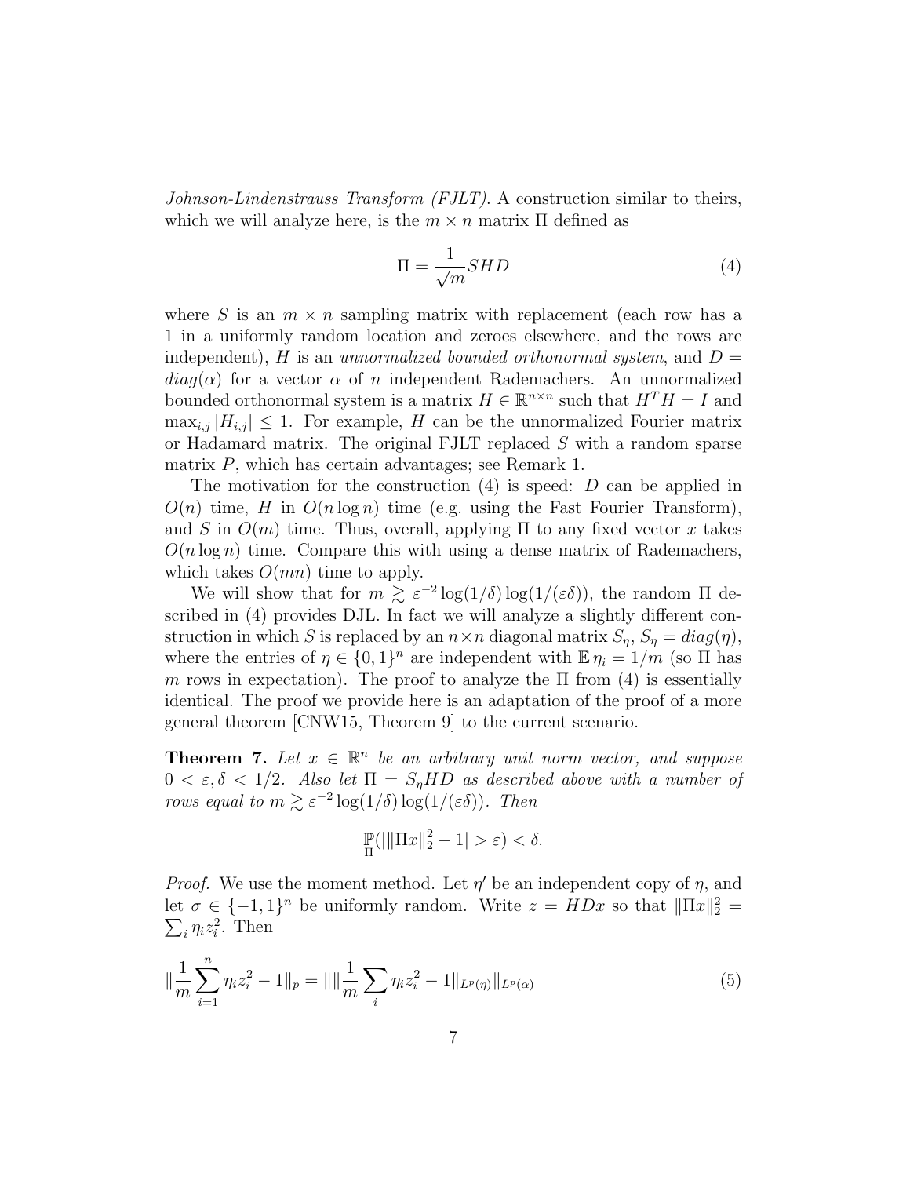*Johnson-Lindenstrauss Transform (FJLT)*. A construction similar to theirs, which we will analyze here, is the $m \times n$ matrix $\Pi$ defined as

$$\Pi = \frac{1}{\sqrt{m}} SHD \tag{4}$$

where $S$ is an $m \times n$ sampling matrix with replacement (each row has a 1 in a uniformly random location and zeroes elsewhere, and the rows are independent), $H$ is an *unnormalized bounded orthonormal system*, and $D = diag(\alpha)$ for a vector $\alpha$ of $n$ independent Rademachers. An unnormalized bounded orthonormal system is a matrix $H \in \mathbb{R}^{n \times n}$ such that $H^T H = I$ and $\max_{i,j} |H_{i,j}| \leq 1$. For example, $H$ can be the unnormalized Fourier matrix or Hadamard matrix. The original FJLT replaced $S$ with a random sparse matrix $P$, which has certain advantages; see Remark 1.

The motivation for the construction (4) is speed: $D$ can be applied in $O(n)$ time, $H$ in $O(n \log n)$ time (e.g. using the Fast Fourier Transform), and $S$ in $O(m)$ time. Thus, overall, applying $\Pi$ to any fixed vector $x$ takes $O(n \log n)$ time. Compare this with using a dense matrix of Rademachers, which takes $O(mn)$ time to apply.

We will show that for $m \gtrsim \varepsilon^{-2} \log(1/\delta) \log(1/(\varepsilon\delta))$, the random $\Pi$ described in (4) provides DJL. In fact we will analyze a slightly different construction in which $S$ is replaced by an $n \times n$ diagonal matrix $S_\eta$, $S_\eta = diag(\eta)$, where the entries of $\eta \in \{0,1\}^n$ are independent with $\mathbb{E}\, \eta_i = 1/m$ (so $\Pi$ has $m$ rows in expectation). The proof to analyze the $\Pi$ from (4) is essentially identical. The proof we provide here is an adaptation of the proof of a more general theorem [CNW15, Theorem 9] to the current scenario.

**Theorem 7.** *Let $x \in \mathbb{R}^n$ be an arbitrary unit norm vector, and suppose $0 < \varepsilon, \delta < 1/2$. Also let $\Pi = S_\eta HD$ as described above with a number of rows equal to $m \gtrsim \varepsilon^{-2} \log(1/\delta) \log(1/(\varepsilon\delta))$. Then*

$$\mathop{\mathbb{P}}_{\Pi}(|\|\Pi x\|_2^2 - 1| > \varepsilon) < \delta.$$

*Proof.* We use the moment method. Let $\eta'$ be an independent copy of $\eta$, and let $\sigma \in \{-1,1\}^n$ be uniformly random. Write $z = HDx$ so that $\|\Pi x\|_2^2 = \sum_i \eta_i z_i^2$. Then

$$\|\frac{1}{m} \sum_{i=1}^{n} \eta_i z_i^2 - 1\|_p = \|\|\frac{1}{m} \sum_i \eta_i z_i^2 - 1\|_{L^p(\eta)}\|_{L^p(\alpha)} \tag{5}$$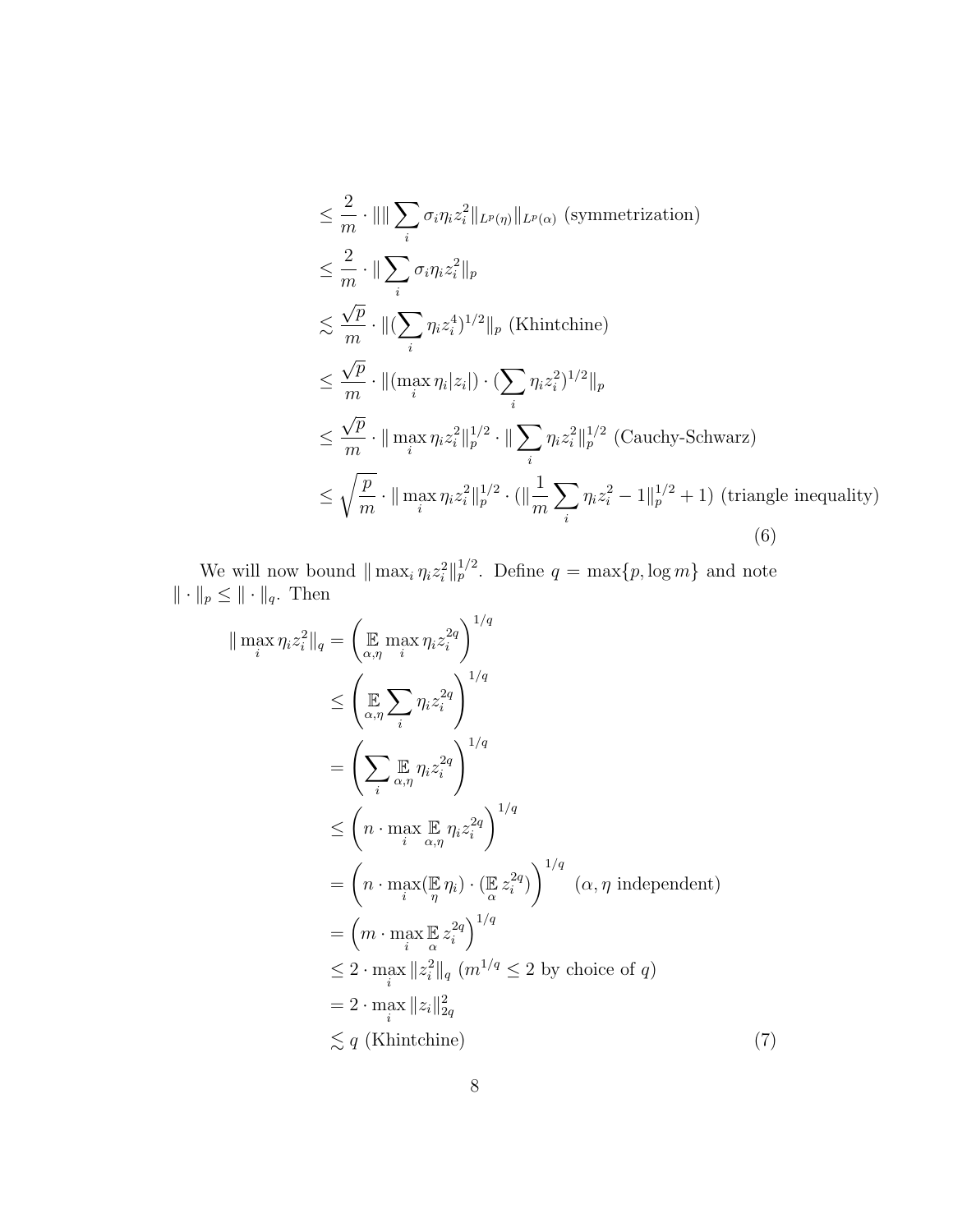$$
\begin{aligned}
&\le \frac{2}{m} \cdot \|\|\sum_i \sigma_i \eta_i z_i^2\|_{L^p(\eta)}\|_{L^p(\alpha)} \text{ (symmetrization)} \\
&\le \frac{2}{m} \cdot \|\sum_i \sigma_i \eta_i z_i^2\|_p \\
&\lesssim \frac{\sqrt{p}}{m} \cdot \|(\sum_i \eta_i z_i^4)^{1/2}\|_p \text{ (Khintchine)} \\
&\le \frac{\sqrt{p}}{m} \cdot \|(\max_i \eta_i |z_i|) \cdot (\sum_i \eta_i z_i^2)^{1/2}\|_p \\
&\le \frac{\sqrt{p}}{m} \cdot \|\max_i \eta_i z_i^2\|_p^{1/2} \cdot \|\sum_i \eta_i z_i^2\|_p^{1/2} \text{ (Cauchy-Schwarz)} \\
&\le \sqrt{\frac{p}{m}} \cdot \|\max_i \eta_i z_i^2\|_p^{1/2} \cdot (\|\frac{1}{m}\sum_i \eta_i z_i^2 - 1\|_p^{1/2} + 1) \text{ (triangle inequality)}
\end{aligned} \tag{6}
$$

We will now bound $\|\max_i \eta_i z_i^2\|_p^{1/2}$. Define $q = \max\{p, \log m\}$ and note $\|\cdot\|_p \le \|\cdot\|_q$. Then

$$
\begin{aligned}
\|\max_i \eta_i z_i^2\|_q &= \left(\mathop{\mathbb{E}}_{\alpha,\eta} \max_i \eta_i z_i^{2q}\right)^{1/q} \\
&\le \left(\mathop{\mathbb{E}}_{\alpha,\eta} \sum_i \eta_i z_i^{2q}\right)^{1/q} \\
&= \left(\sum_i \mathop{\mathbb{E}}_{\alpha,\eta} \eta_i z_i^{2q}\right)^{1/q} \\
&\le \left(n \cdot \max_i \mathop{\mathbb{E}}_{\alpha,\eta} \eta_i z_i^{2q}\right)^{1/q} \\
&= \left(n \cdot \max_i (\mathop{\mathbb{E}}_{\eta} \eta_i) \cdot (\mathop{\mathbb{E}}_{\alpha} z_i^{2q})\right)^{1/q} \quad (\alpha, \eta \text{ independent}) \\
&= \left(m \cdot \max_i \mathop{\mathbb{E}}_{\alpha} z_i^{2q}\right)^{1/q} \\
&\le 2 \cdot \max_i \|z_i^2\|_q \ (m^{1/q} \le 2 \text{ by choice of } q) \\
&= 2 \cdot \max_i \|z_i\|_{2q}^2 \\
&\lesssim q \text{ (Khintchine)}
\end{aligned} \tag{7}
$$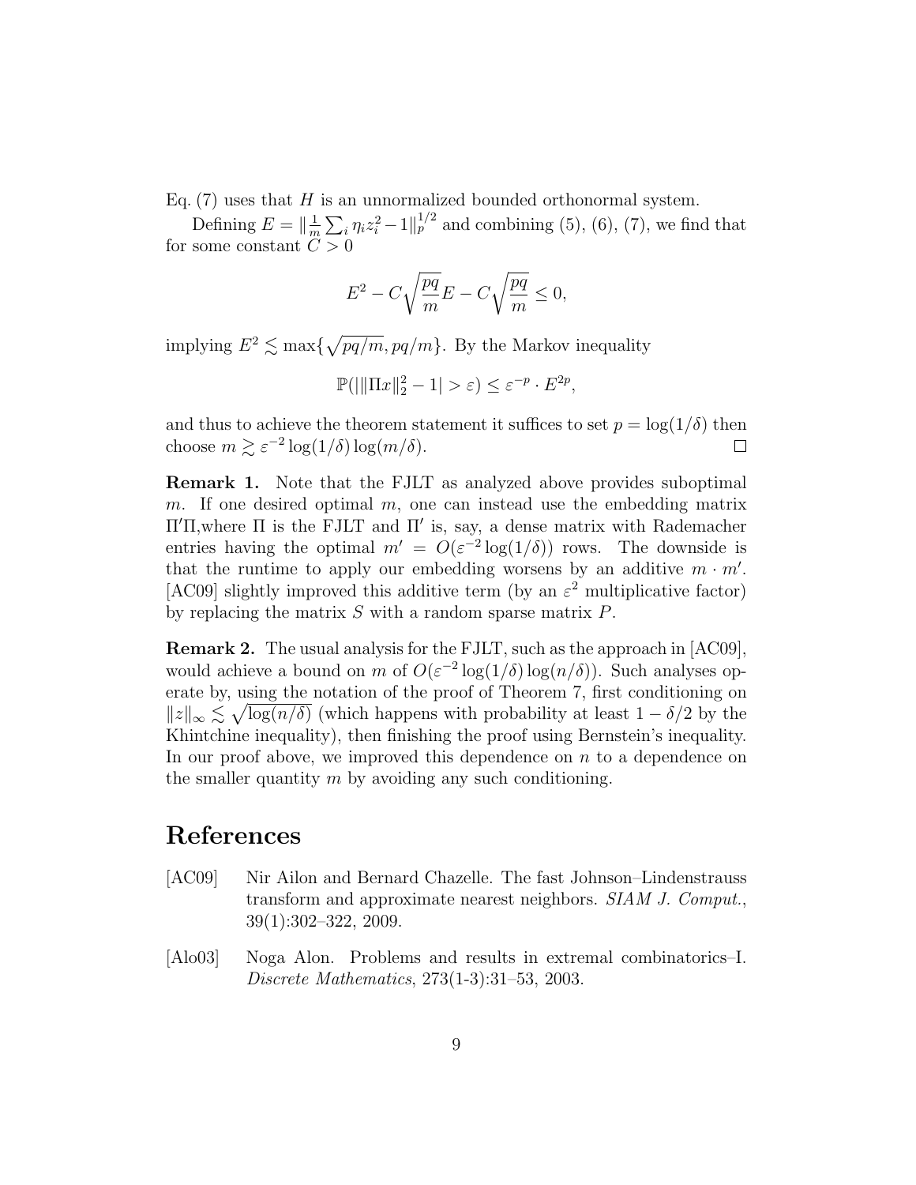Eq. (7) uses that $H$ is an unnormalized bounded orthonormal system.

Defining $E = \|\frac{1}{m}\sum_i \eta_i z_i^2 - 1\|_p^{1/2}$ and combining (5), (6), (7), we find that for some constant $C > 0$

$$E^2 - C\sqrt{\frac{pq}{m}}E - C\sqrt{\frac{pq}{m}} \le 0,$$

implying $E^2 \lesssim \max\{\sqrt{pq/m}, pq/m\}$. By the Markov inequality

$$\mathbb{P}(|\|\Pi x\|_2^2 - 1| > \varepsilon) \le \varepsilon^{-p} \cdot E^{2p},$$

and thus to achieve the theorem statement it suffices to set $p = \log(1/\delta)$ then choose $m \gtrsim \varepsilon^{-2}\log(1/\delta)\log(m/\delta)$. $\square$

**Remark 1.** Note that the FJLT as analyzed above provides suboptimal $m$. If one desired optimal $m$, one can instead use the embedding matrix $\Pi'\Pi$,where $\Pi$ is the FJLT and $\Pi'$ is, say, a dense matrix with Rademacher entries having the optimal $m' = O(\varepsilon^{-2}\log(1/\delta))$ rows. The downside is that the runtime to apply our embedding worsens by an additive $m \cdot m'$. [AC09] slightly improved this additive term (by an $\varepsilon^2$ multiplicative factor) by replacing the matrix $S$ with a random sparse matrix $P$.

**Remark 2.** The usual analysis for the FJLT, such as the approach in [AC09], would achieve a bound on $m$ of $O(\varepsilon^{-2}\log(1/\delta)\log(n/\delta))$. Such analyses operate by, using the notation of the proof of Theorem 7, first conditioning on $\|z\|_\infty \lesssim \sqrt{\log(n/\delta)}$ (which happens with probability at least $1 - \delta/2$ by the Khintchine inequality), then finishing the proof using Bernstein's inequality. In our proof above, we improved this dependence on $n$ to a dependence on the smaller quantity $m$ by avoiding any such conditioning.

# References

[AC09] Nir Ailon and Bernard Chazelle. The fast Johnson–Lindenstrauss transform and approximate nearest neighbors. *SIAM J. Comput.*, 39(1):302–322, 2009.

[Alo03] Noga Alon. Problems and results in extremal combinatorics–I. *Discrete Mathematics*, 273(1-3):31–53, 2003.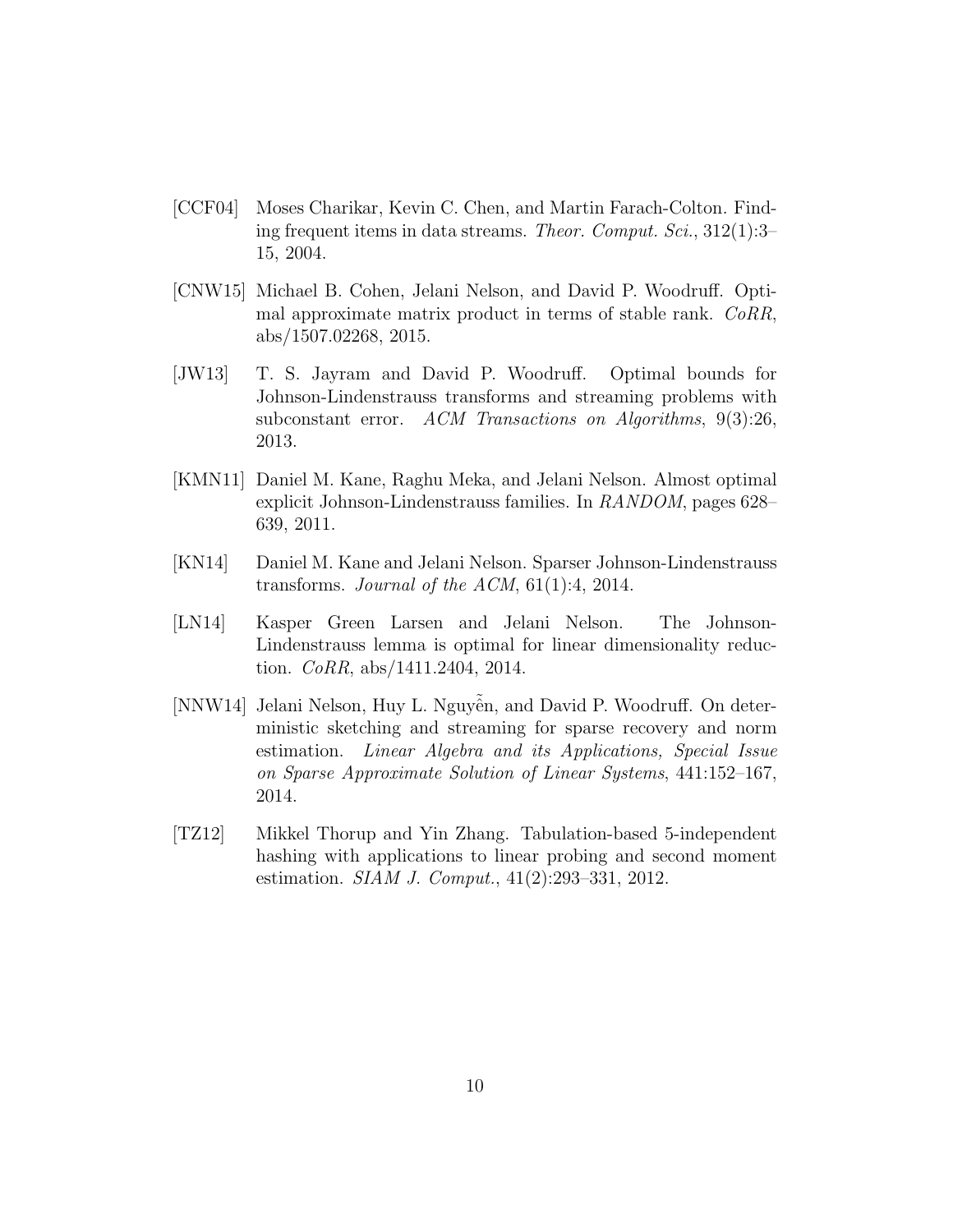[CCF04] Moses Charikar, Kevin C. Chen, and Martin Farach-Colton. Finding frequent items in data streams. *Theor. Comput. Sci.*, 312(1):3–15, 2004.

[CNW15] Michael B. Cohen, Jelani Nelson, and David P. Woodruff. Optimal approximate matrix product in terms of stable rank. *CoRR*, abs/1507.02268, 2015.

[JW13] T. S. Jayram and David P. Woodruff. Optimal bounds for Johnson-Lindenstrauss transforms and streaming problems with subconstant error. *ACM Transactions on Algorithms*, 9(3):26, 2013.

[KMN11] Daniel M. Kane, Raghu Meka, and Jelani Nelson. Almost optimal explicit Johnson-Lindenstrauss families. In *RANDOM*, pages 628–639, 2011.

[KN14] Daniel M. Kane and Jelani Nelson. Sparser Johnson-Lindenstrauss transforms. *Journal of the ACM*, 61(1):4, 2014.

[LN14] Kasper Green Larsen and Jelani Nelson. The Johnson-Lindenstrauss lemma is optimal for linear dimensionality reduction. *CoRR*, abs/1411.2404, 2014.

[NNW14] Jelani Nelson, Huy L. Nguyễn, and David P. Woodruff. On deterministic sketching and streaming for sparse recovery and norm estimation. *Linear Algebra and its Applications, Special Issue on Sparse Approximate Solution of Linear Systems*, 441:152–167, 2014.

[TZ12] Mikkel Thorup and Yin Zhang. Tabulation-based 5-independent hashing with applications to linear probing and second moment estimation. *SIAM J. Comput.*, 41(2):293–331, 2012.